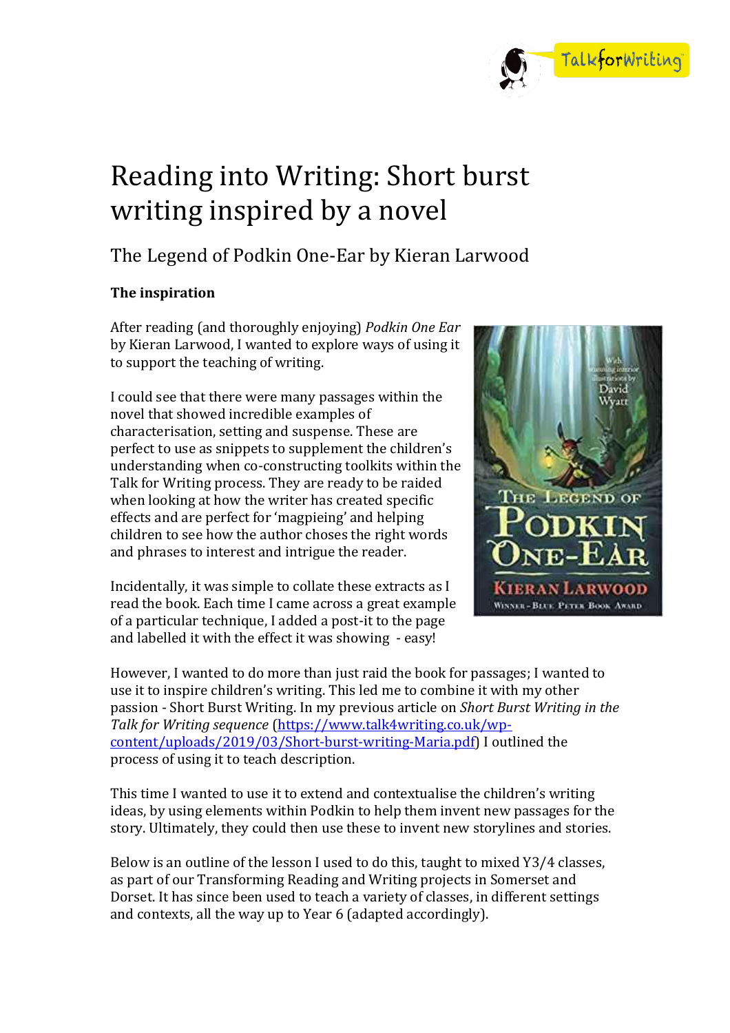# Reading into Writing: Short burst writing inspired by a novel

## The Legend of Podkin One-Ear by Kieran Larwood

**The inspiration**

After reading (and thoroughly enjoying) *Podkin One Ear* by Kieran Larwood, I wanted to explore ways of using it to support the teaching of writing.

I could see that there were many passages within the novel that showed incredible examples of characterisation, setting and suspense. These are perfect to use as snippets to supplement the children's understanding when co-constructing toolkits within the Talk for Writing process. They are ready to be raided when looking at how the writer has created specific effects and are perfect for 'magpieing' and helping children to see how the author choses the right words and phrases to interest and intrigue the reader.

Incidentally, it was simple to collate these extracts as I read the book. Each time I came across a great example of a particular technique, I added a post-it to the page and labelled it with the effect it was showing - easy!

However, I wanted to do more than just raid the book for passages; I wanted to use it to inspire children's writing. This led me to combine it with my other passion - Short Burst Writing. In my previous article on *Short Burst Writing in the Talk for Writing sequence* (https://www.talk4writing.co.uk/wp-content/uploads/2019/03/Short-burst-writing-Maria.pdf) I outlined the process of using it to teach description.

This time I wanted to use it to extend and contextualise the children's writing ideas, by using elements within Podkin to help them invent new passages for the story. Ultimately, they could then use these to invent new storylines and stories.

Below is an outline of the lesson I used to do this, taught to mixed Y3/4 classes, as part of our Transforming Reading and Writing projects in Somerset and Dorset. It has since been used to teach a variety of classes, in different settings and contexts, all the way up to Year 6 (adapted accordingly).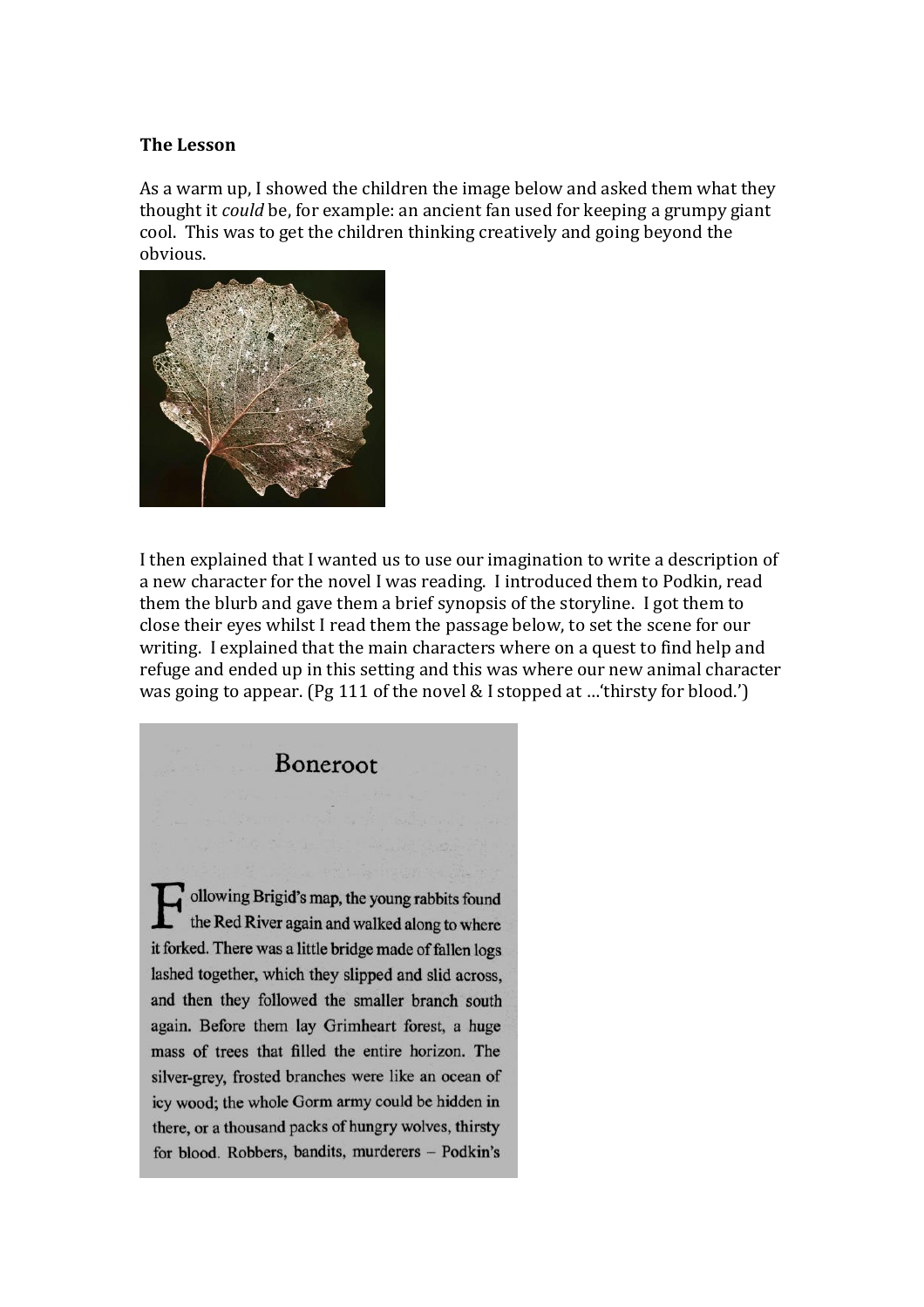**The Lesson**

As a warm up, I showed the children the image below and asked them what they thought it *could* be, for example: an ancient fan used for keeping a grumpy giant cool. This was to get the children thinking creatively and going beyond the obvious.

I then explained that I wanted us to use our imagination to write a description of a new character for the novel I was reading. I introduced them to Podkin, read them the blurb and gave them a brief synopsis of the storyline. I got them to close their eyes whilst I read them the passage below, to set the scene for our writing. I explained that the main characters where on a quest to find help and refuge and ended up in this setting and this was where our new animal character was going to appear. (Pg 111 of the novel & I stopped at …'thirsty for blood.')

> **Boneroot**
>
> Following Brigid's map, the young rabbits found the Red River again and walked along to where it forked. There was a little bridge made of fallen logs lashed together, which they slipped and slid across, and then they followed the smaller branch south again. Before them lay Grimheart forest, a huge mass of trees that filled the entire horizon. The silver-grey, frosted branches were like an ocean of icy wood; the whole Gorm army could be hidden in there, or a thousand packs of hungry wolves, thirsty for blood. Robbers, bandits, murderers – Podkin's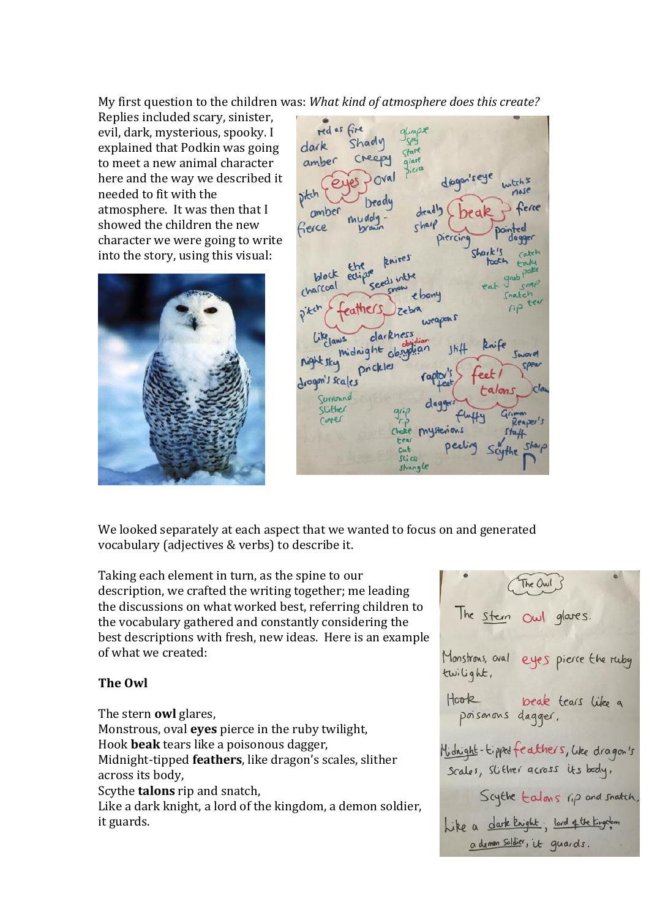My first question to the children was: *What kind of atmosphere does this create?* Replies included scary, sinister, evil, dark, mysterious, spooky. I explained that Podkin was going to meet a new animal character here and the way we described it needed to fit with the atmosphere. It was then that I showed the children the new character we were going to write into the story, using this visual:

We looked separately at each aspect that we wanted to focus on and generated vocabulary (adjectives & verbs) to describe it.

Taking each element in turn, as the spine to our description, we crafted the writing together; me leading the discussions on what worked best, referring children to the vocabulary gathered and constantly considering the best descriptions with fresh, new ideas. Here is an example of what we created:

**The Owl**

The stern **owl** glares,
Monstrous, oval **eyes** pierce in the ruby twilight,
Hook **beak** tears like a poisonous dagger,
Midnight-tipped **feathers**, like dragon's scales, slither across its body,
Scythe **talons** rip and snatch,
Like a dark knight, a lord of the kingdom, a demon soldier, it guards.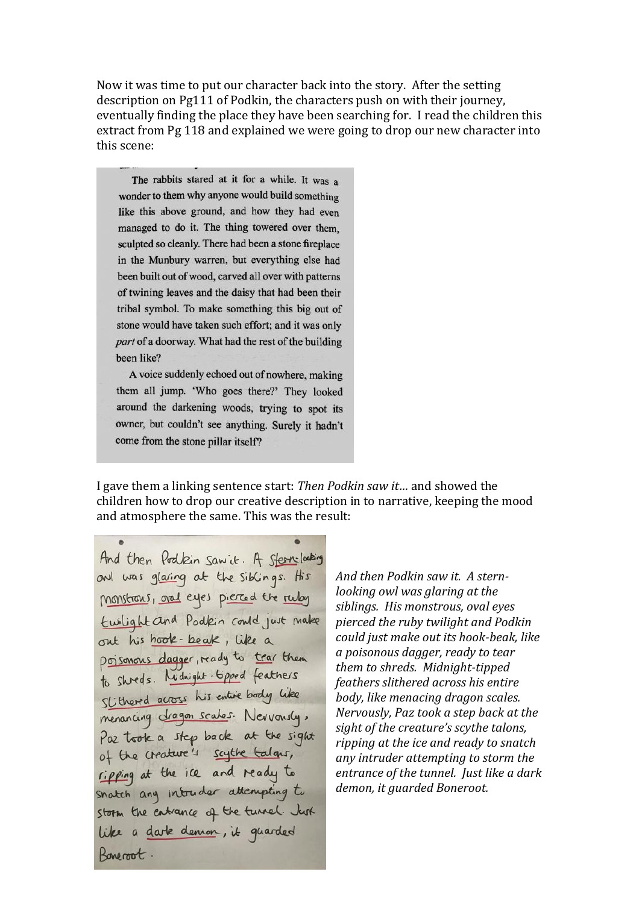Now it was time to put our character back into the story. After the setting description on Pg111 of Podkin, the characters push on with their journey, eventually finding the place they have been searching for. I read the children this extract from Pg 118 and explained we were going to drop our new character into this scene:

> The rabbits stared at it for a while. It was a wonder to them why anyone would build something like this above ground, and how they had even managed to do it. The thing towered over them, sculpted so cleanly. There had been a stone fireplace in the Munbury warren, but everything else had been built out of wood, carved all over with patterns of twining leaves and the daisy that had been their tribal symbol. To make something this big out of stone would have taken such effort; and it was only *part* of a doorway. What had the rest of the building been like?
>
> A voice suddenly echoed out of nowhere, making them all jump. 'Who goes there?' They looked around the darkening woods, trying to spot its owner, but couldn't see anything. Surely it hadn't come from the stone pillar itself?

I gave them a linking sentence start: *Then Podkin saw it…* and showed the children how to drop our creative description in to narrative, keeping the mood and atmosphere the same. This was the result:

And then Podkin saw it. A stern-looking owl was glaring at the siblings. His monstrous, oval eyes pierced the ruby twilight and Podkin could just make out his hook-beak, like a poisonous dagger, ready to tear them to shreds. Midnight-tipped feathers slithered across his entire body like menacing dragon scales. Nervously, Paz took a step back at the sight of the creature's scythe talons, ripping at the ice and ready to snatch any intruder attempting to storm the entrance of the tunnel. Just like a dark demon, it guarded Boneroot.

*And then Podkin saw it. A stern-looking owl was glaring at the siblings. His monstrous, oval eyes pierced the ruby twilight and Podkin could just make out its hook-beak, like a poisonous dagger, ready to tear them to shreds. Midnight-tipped feathers slithered across his entire body, like menacing dragon scales. Nervously, Paz took a step back at the sight of the creature's scythe talons, ripping at the ice and ready to snatch any intruder attempting to storm the entrance of the tunnel. Just like a dark demon, it guarded Boneroot.*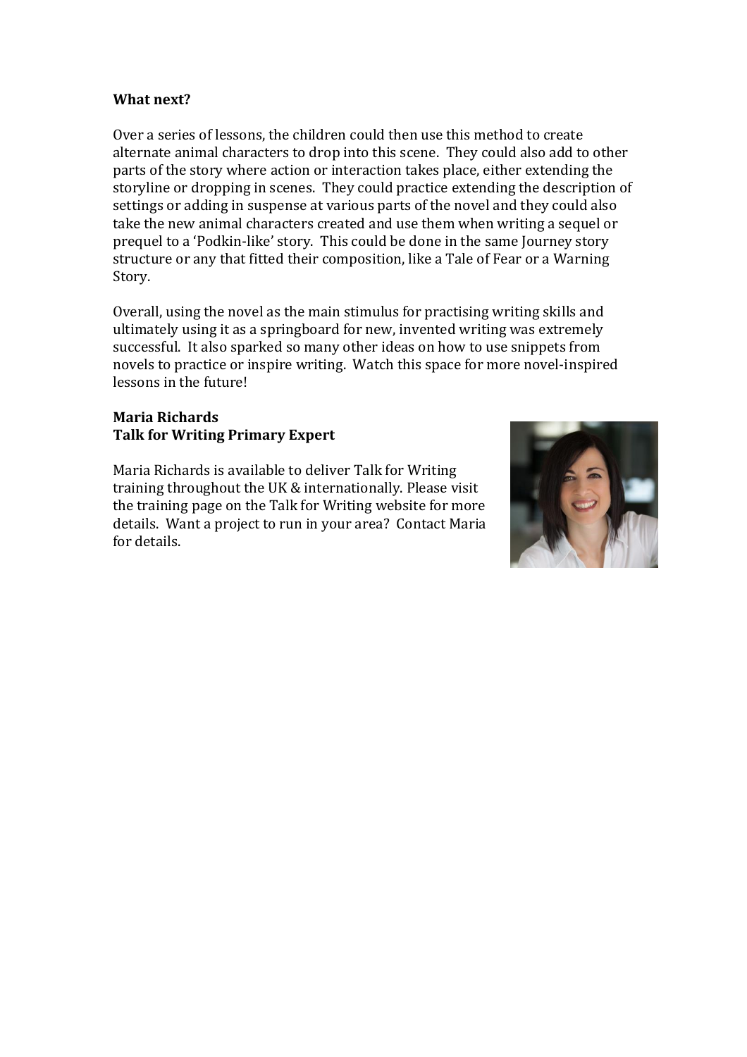**What next?**

Over a series of lessons, the children could then use this method to create alternate animal characters to drop into this scene. They could also add to other parts of the story where action or interaction takes place, either extending the storyline or dropping in scenes. They could practice extending the description of settings or adding in suspense at various parts of the novel and they could also take the new animal characters created and use them when writing a sequel or prequel to a 'Podkin-like' story. This could be done in the same Journey story structure or any that fitted their composition, like a Tale of Fear or a Warning Story.

Overall, using the novel as the main stimulus for practising writing skills and ultimately using it as a springboard for new, invented writing was extremely successful. It also sparked so many other ideas on how to use snippets from novels to practice or inspire writing. Watch this space for more novel-inspired lessons in the future!

**Maria Richards**
**Talk for Writing Primary Expert**

Maria Richards is available to deliver Talk for Writing training throughout the UK & internationally. Please visit the training page on the Talk for Writing website for more details. Want a project to run in your area? Contact Maria for details.